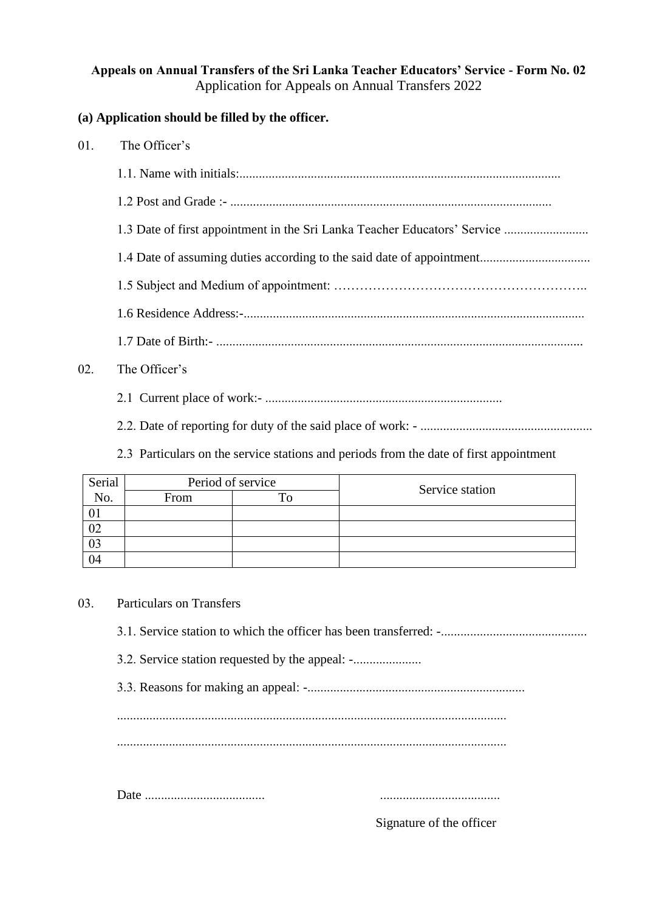**Appeals on Annual Transfers of the Sri Lanka Teacher Educators' Service - Form No. 02**

Application for Appeals on Annual Transfers 2022

**(a) Application should be filled by the officer.**

01. The Officer's

1.1. Name with initials:..................................................................................................

1.2 Post and Grade :- ..................................................................................................

1.3 Date of first appointment in the Sri Lanka Teacher Educators' Service ..........................

1.4 Date of assuming duties according to the said date of appointment..................................

1.5 Subject and Medium of appointment: …………………………………………………..

1.6 Residence Address:-.......................................................................................................

1.7 Date of Birth:- ...............................................................................................................

02. The Officer's

2.1 Current place of work:- ........................................................................

2.2. Date of reporting for duty of the said place of work: - ....................................................

2.3 Particulars on the service stations and periods from the date of first appointment

| Serial No. | Period of service | | Service station |
|---|---|---|---|
| | From | To | |
| 01 | | | |
| 02 | | | |
| 03 | | | |
| 04 | | | |

03. Particulars on Transfers

3.1. Service station to which the officer has been transferred: -............................................

3.2. Service station requested by the appeal: -....................

3.3. Reasons for making an appeal: -..................................................................

......................................................................................................................

......................................................................................................................

Date .................................... .....................................

Signature of the officer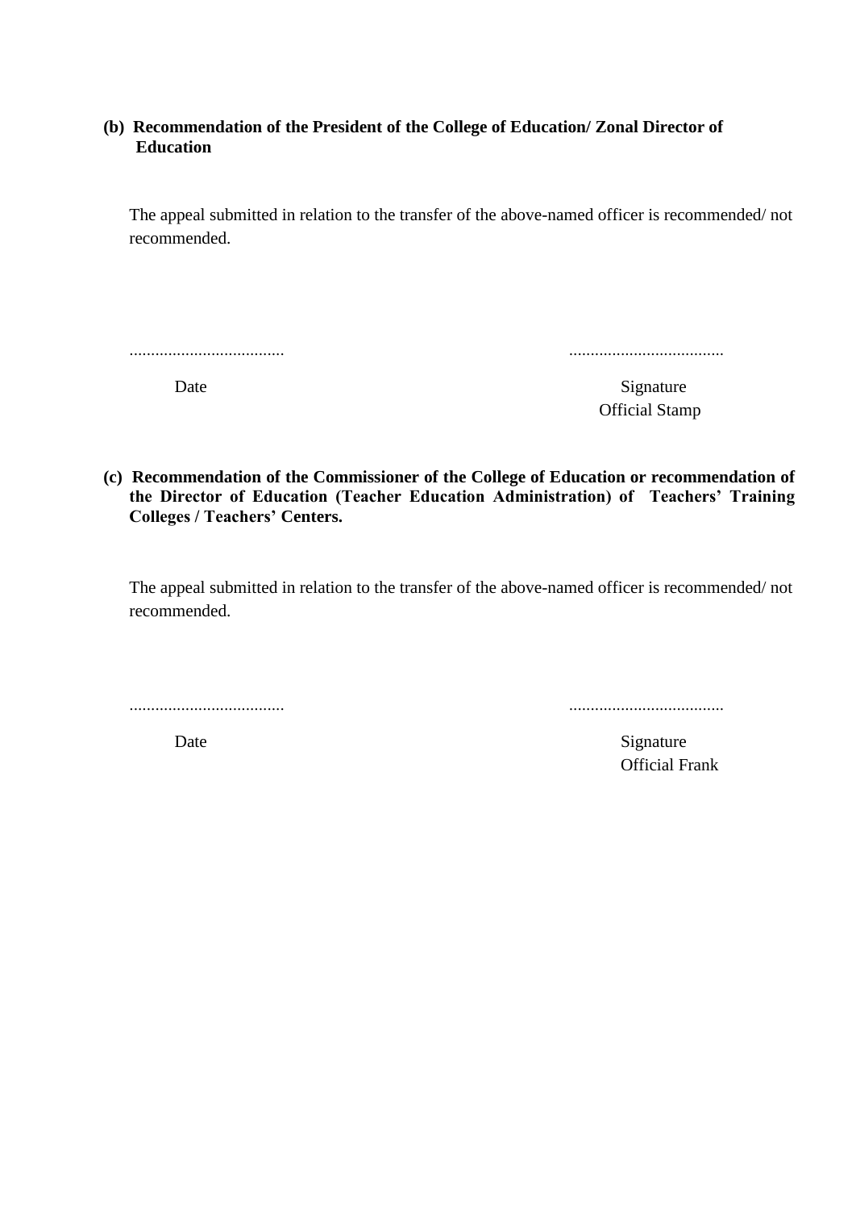**(b) Recommendation of the President of the College of Education/ Zonal Director of Education**

The appeal submitted in relation to the transfer of the above-named officer is recommended/ not recommended.

.................................... ....................................

Date Signature
Official Stamp

**(c) Recommendation of the Commissioner of the College of Education or recommendation of the Director of Education (Teacher Education Administration) of Teachers' Training Colleges / Teachers' Centers.**

The appeal submitted in relation to the transfer of the above-named officer is recommended/ not recommended.

.................................... ....................................

Date Signature
Official Frank